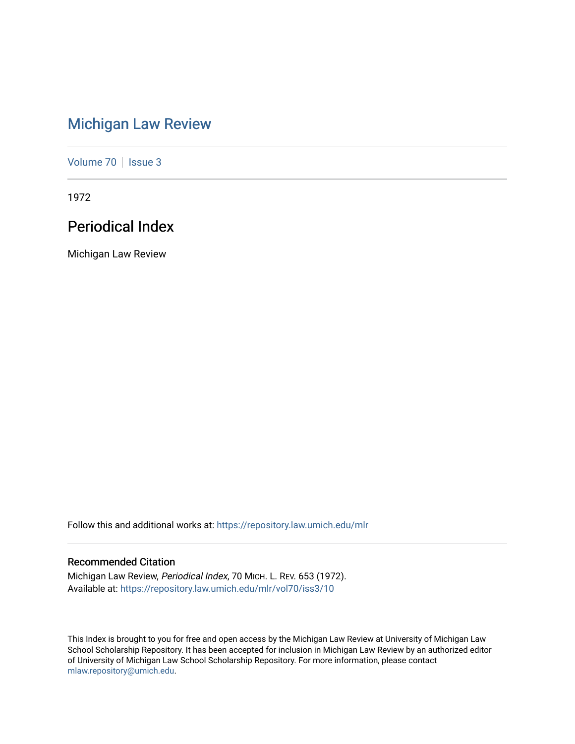# Michigan Law Review

Volume 70 | Issue 3

1972

## Periodical Index

Michigan Law Review

Follow this and additional works at: https://repository.law.umich.edu/mlr

### Recommended Citation

Michigan Law Review, *Periodical Index*, 70 MICH. L. REV. 653 (1972).
Available at: https://repository.law.umich.edu/mlr/vol70/iss3/10

This Index is brought to you for free and open access by the Michigan Law Review at University of Michigan Law School Scholarship Repository. It has been accepted for inclusion in Michigan Law Review by an authorized editor of University of Michigan Law School Scholarship Repository. For more information, please contact mlaw.repository@umich.edu.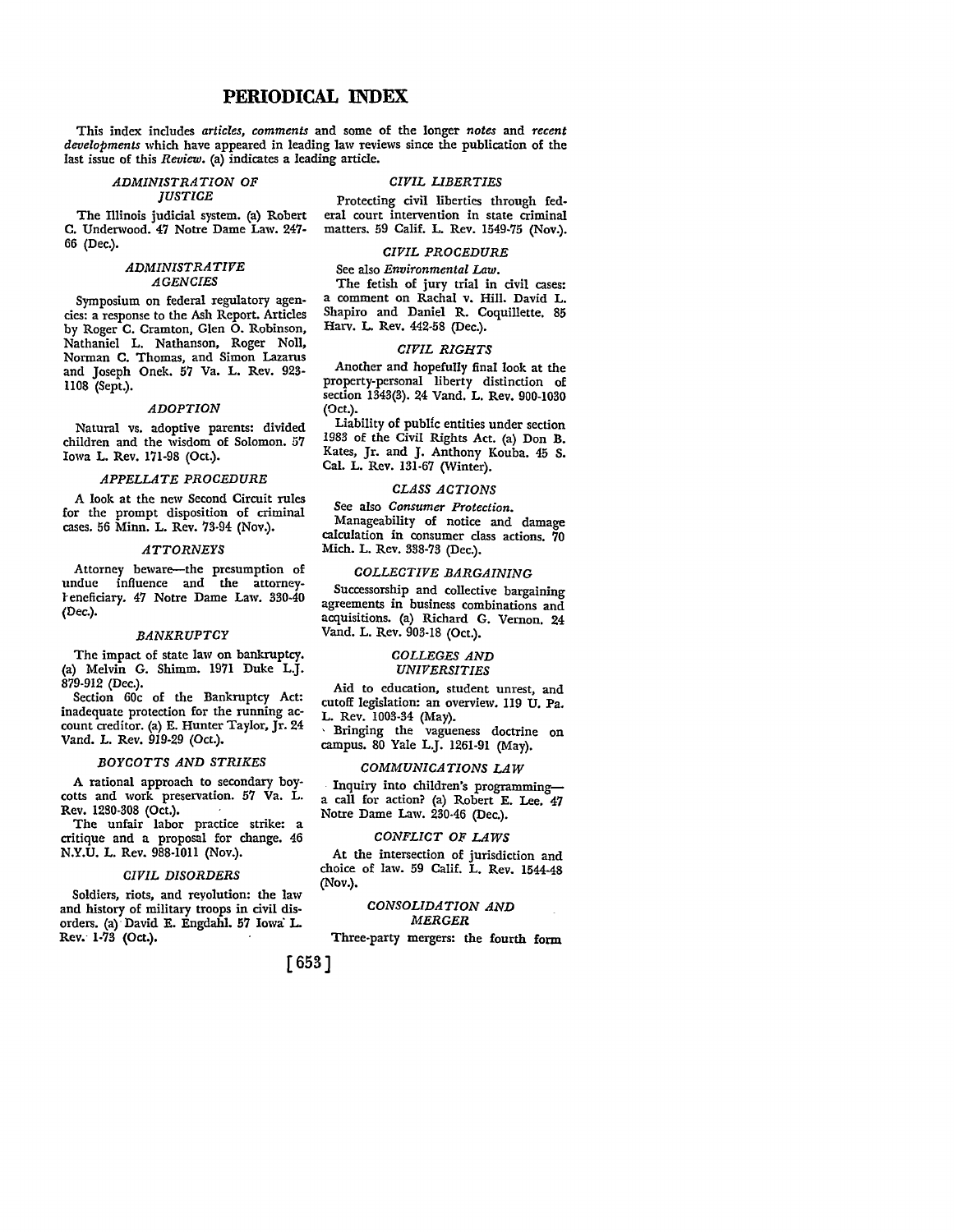# PERIODICAL INDEX

This index includes *articles*, *comments* and some of the longer *notes* and *recent developments* which have appeared in leading law reviews since the publication of the last issue of this *Review*. (a) indicates a leading article.

### *ADMINISTRATION OF JUSTICE*

The Illinois judicial system. (a) Robert C. Underwood. 47 Notre Dame Law. 247-66 (Dec.).

### *ADMINISTRATIVE AGENCIES*

Symposium on federal regulatory agencies: a response to the Ash Report. Articles by Roger C. Cramton, Glen O. Robinson, Nathaniel L. Nathanson, Roger Noll, Norman C. Thomas, and Simon Lazarus and Joseph Onek. 57 Va. L. Rev. 923-1108 (Sept.).

### *ADOPTION*

Natural vs. adoptive parents: divided children and the wisdom of Solomon. 57 Iowa L. Rev. 171-98 (Oct.).

### *APPELLATE PROCEDURE*

A look at the new Second Circuit rules for the prompt disposition of criminal cases. 56 Minn. L. Rev. 73-94 (Nov.).

### *ATTORNEYS*

Attorney beware—the presumption of undue influence and the attorney-beneficiary. 47 Notre Dame Law. 330-40 (Dec.).

### *BANKRUPTCY*

The impact of state law on bankruptcy. (a) Melvin G. Shimm. 1971 Duke L.J. 879-912 (Dec.).

Section 60c of the Bankruptcy Act: inadequate protection for the running account creditor. (a) E. Hunter Taylor, Jr. 24 Vand. L. Rev. 919-29 (Oct.).

### *BOYCOTTS AND STRIKES*

A rational approach to secondary boycotts and work preservation. 57 Va. L. Rev. 1280-308 (Oct.).

The unfair labor practice strike: a critique and a proposal for change. 46 N.Y.U. L. Rev. 988-1011 (Nov.).

### *CIVIL DISORDERS*

Soldiers, riots, and revolution: the law and history of military troops in civil disorders. (a) David E. Engdahl. 57 Iowa L. Rev. 1-73 (Oct.).

### *CIVIL LIBERTIES*

Protecting civil liberties through federal court intervention in state criminal matters. 59 Calif. L. Rev. 1549-75 (Nov.).

### *CIVIL PROCEDURE*

See also *Environmental Law*.

The fetish of jury trial in civil cases: a comment on Rachal v. Hill. David L. Shapiro and Daniel R. Coquillette. 85 Harv. L. Rev. 442-58 (Dec.).

### *CIVIL RIGHTS*

Another and hopefully final look at the property-personal liberty distinction of section 1343(3). 24 Vand. L. Rev. 990-1030 (Oct.).

Liability of public entities under section 1983 of the Civil Rights Act. (a) Don B. Kates, Jr. and J. Anthony Kouba. 45 S. Cal. L. Rev. 131-67 (Winter).

### *CLASS ACTIONS*

See also *Consumer Protection*.

Manageability of notice and damage calculation in consumer class actions. 70 Mich. L. Rev. 338-73 (Dec.).

### *COLLECTIVE BARGAINING*

Successorship and collective bargaining agreements in business combinations and acquisitions. (a) Richard G. Vernon. 24 Vand. L. Rev. 903-18 (Oct.).

### *COLLEGES AND UNIVERSITIES*

Aid to education, student unrest, and cutoff legislation: an overview. 119 U. Pa. L. Rev. 1003-34 (May).

Bringing the vagueness doctrine on campus. 80 Yale L.J. 1261-91 (May).

### *COMMUNICATIONS LAW*

Inquiry into children's programming—a call for action? (a) Robert E. Lee. 47 Notre Dame Law. 230-46 (Dec.).

### *CONFLICT OF LAWS*

At the intersection of jurisdiction and choice of law. 59 Calif. L. Rev. 1544-48 (Nov.).

### *CONSOLIDATION AND MERGER*

Three-party mergers: the fourth form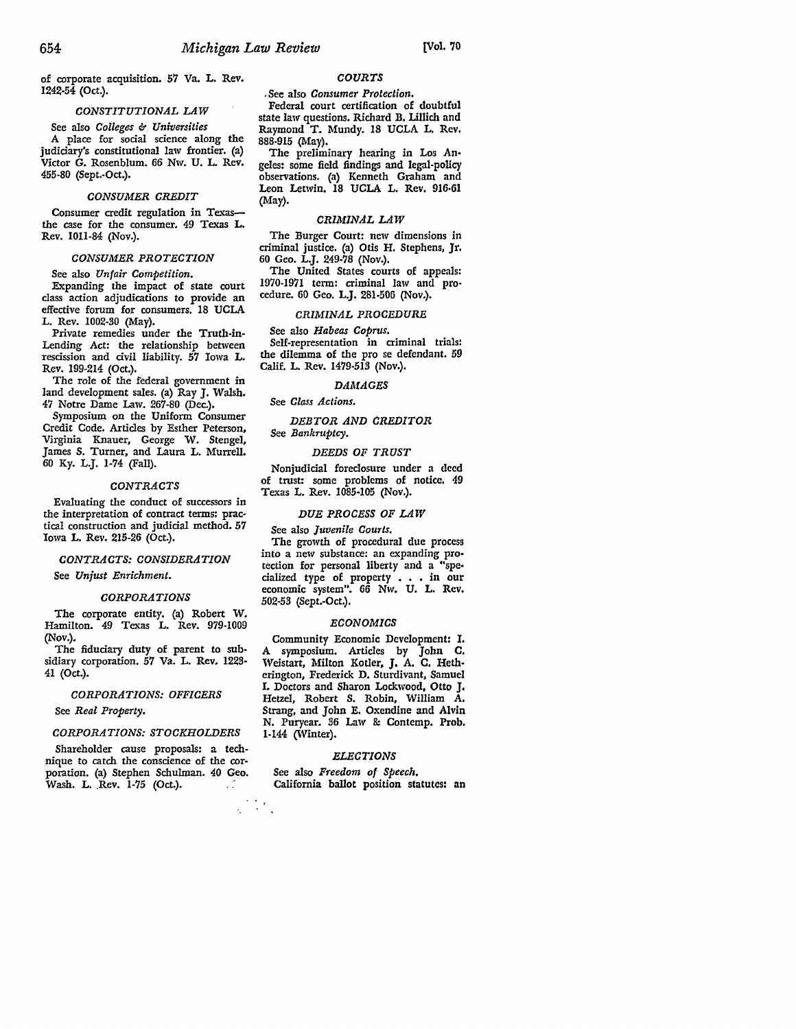of corporate acquisition. 57 Va. L. Rev. 1242-54 (Oct.).

### *CONSTITUTIONAL LAW*

See also *Colleges & Universities*

A place for social science along the judiciary's constitutional law frontier. (a) Victor G. Rosenblum. 66 Nw. U. L. Rev. 455-80 (Sept.-Oct.).

### *CONSUMER CREDIT*

Consumer credit regulation in Texas—the case for the consumer. 49 Texas L. Rev. 1011-84 (Nov.).

### *CONSUMER PROTECTION*

See also *Unfair Competition.*

Expanding the impact of state court class action adjudications to provide an effective forum for consumers. 18 UCLA L. Rev. 1002-30 (May).

Private remedies under the Truth-in-Lending Act: the relationship between rescission and civil liability. 57 Iowa L. Rev. 199-214 (Oct.).

The role of the federal government in land development sales. (a) Ray J. Walsh. 47 Notre Dame Law. 267-80 (Dec.).

Symposium on the Uniform Consumer Credit Code. Articles by Esther Peterson, Virginia Knauer, George W. Stengel, James S. Turner, and Laura L. Murrell. 60 Ky. L.J. 1-74 (Fall).

### *CONTRACTS*

Evaluating the conduct of successors in the interpretation of contract terms: practical construction and judicial method. 57 Iowa L. Rev. 215-26 (Oct.).

### *CONTRACTS: CONSIDERATION*

See *Unjust Enrichment.*

### *CORPORATIONS*

The corporate entity. (a) Robert W. Hamilton. 49 Texas L. Rev. 979-1009 (Nov.).

The fiduciary duty of parent to subsidiary corporation. 57 Va. L. Rev. 1223-41 (Oct.).

### *CORPORATIONS: OFFICERS*

See *Real Property.*

### *CORPORATIONS: STOCKHOLDERS*

Shareholder cause proposals: a technique to catch the conscience of the corporation. (a) Stephen Schulman. 40 Geo. Wash. L. Rev. 1-75 (Oct.).

### *COURTS*

See also *Consumer Protection.*

Federal court certification of doubtful state law questions. Richard B. Lillich and Raymond T. Mundy. 18 UCLA L. Rev. 888-915 (May).

The preliminary hearing in Los Angeles: some field findings and legal-policy observations. (a) Kenneth Graham and Leon Letwin. 18 UCLA L. Rev. 916-61 (May).

### *CRIMINAL LAW*

The Burger Court: new dimensions in criminal justice. (a) Otis H. Stephens, Jr. 60 Geo. L.J. 249-78 (Nov.).

The United States courts of appeals: 1970-1971 term: criminal law and procedure. 60 Geo. L.J. 281-506 (Nov.).

### *CRIMINAL PROCEDURE*

See also *Habeas Coprus.*

Self-representation in criminal trials: the dilemma of the pro se defendant. 59 Calif. L. Rev. 1479-513 (Nov.).

### *DAMAGES*

See *Class Actions.*

### *DEBTOR AND CREDITOR*

See *Bankruptcy.*

### *DEEDS OF TRUST*

Nonjudicial foreclosure under a deed of trust: some problems of notice. 49 Texas L. Rev. 1085-105 (Nov.).

### *DUE PROCESS OF LAW*

See also *Juvenile Courts.*

The growth of procedural due process into a new substance: an expanding protection for personal liberty and a "specialized type of property . . . in our economic system". 66 Nw. U. L. Rev. 502-53 (Sept.-Oct.).

### *ECONOMICS*

Community Economic Development: I. A symposium. Articles by John C. Weistart, Milton Kotler, J. A. C. Hetherington, Frederick D. Sturdivant, Samuel I. Doctors and Sharon Lockwood, Otto J. Hetzel, Robert S. Robin, William A. Strang, and John E. Oxendine and Alvin N. Puryear. 36 Law & Contemp. Prob. 1-144 (Winter).

### *ELECTIONS*

See also *Freedom of Speech.*

California ballot position statutes: an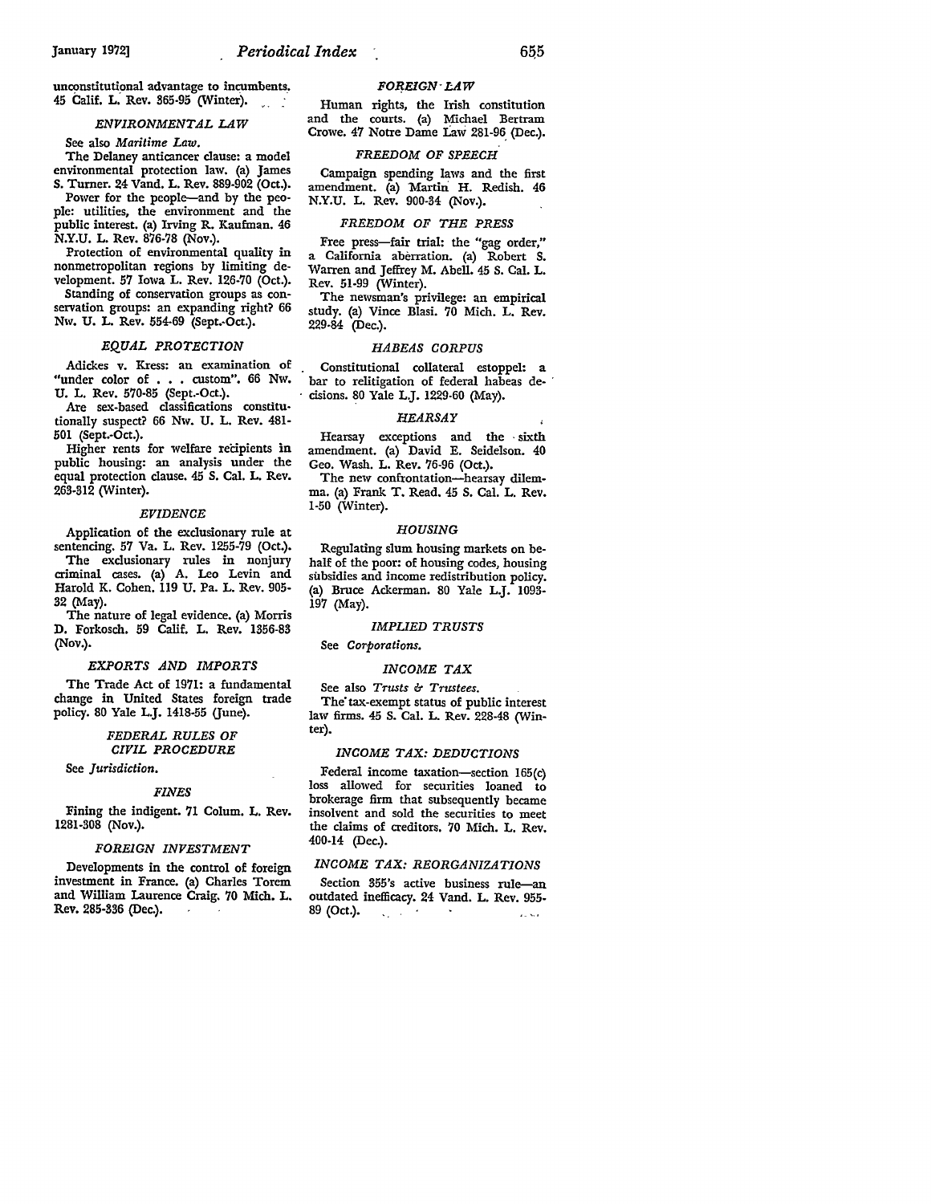unconstitutional advantage to incumbents. 45 Calif. L. Rev. 365-95 (Winter).

### *ENVIRONMENTAL LAW*

See also *Maritime Law.*

The Delaney anticancer clause: a model environmental protection law. (a) James S. Turner. 24 Vand. L. Rev. 889-902 (Oct.).

Power for the people—and by the people: utilities, the environment and the public interest. (a) Irving R. Kaufman. 46 N.Y.U. L. Rev. 876-78 (Nov.).

Protection of environmental quality in nonmetropolitan regions by limiting development. 57 Iowa L. Rev. 126-70 (Oct.).

Standing of conservation groups as conservation groups: an expanding right? 66 Nw. U. L. Rev. 554-69 (Sept.-Oct.).

### *EQUAL PROTECTION*

Adickes v. Kress: an examination of "under color of . . . custom". 66 Nw. U. L. Rev. 570-85 (Sept.-Oct.).

Are sex-based classifications constitutionally suspect? 66 Nw. U. L. Rev. 481-501 (Sept.-Oct.).

Higher rents for welfare recipients in public housing: an analysis under the equal protection clause. 45 S. Cal. L. Rev. 263-312 (Winter).

### *EVIDENCE*

Application of the exclusionary rule at sentencing. 57 Va. L. Rev. 1255-79 (Oct.).

The exclusionary rules in nonjury criminal cases. (a) A. Leo Levin and Harold K. Cohen. 119 U. Pa. L. Rev. 905-32 (May).

The nature of legal evidence. (a) Morris D. Forkosch. 59 Calif. L. Rev. 1356-83 (Nov.).

### *EXPORTS AND IMPORTS*

The Trade Act of 1971: a fundamental change in United States foreign trade policy. 80 Yale L.J. 1418-55 (June).

### *FEDERAL RULES OF CIVIL PROCEDURE*

See *Jurisdiction.*

### *FINES*

Fining the indigent. 71 Colum. L. Rev. 1281-308 (Nov.).

### *FOREIGN INVESTMENT*

Developments in the control of foreign investment in France. (a) Charles Torem and William Laurence Craig. 70 Mich. L. Rev. 285-336 (Dec.).

### *FOREIGN LAW*

Human rights, the Irish constitution and the courts. (a) Michael Bertram Crowe. 47 Notre Dame Law 281-96 (Dec.).

### *FREEDOM OF SPEECH*

Campaign spending laws and the first amendment. (a) Martin H. Redish. 46 N.Y.U. L. Rev. 900-34 (Nov.).

### *FREEDOM OF THE PRESS*

Free press—fair trial: the "gag order," a California aberration. (a) Robert S. Warren and Jeffrey M. Abell. 45 S. Cal. L. Rev. 51-99 (Winter).

The newsman's privilege: an empirical study. (a) Vince Blasi. 70 Mich. L. Rev. 229-84 (Dec.).

### *HABEAS CORPUS*

Constitutional collateral estoppel: a bar to relitigation of federal habeas decisions. 80 Yale L.J. 1229-60 (May).

### *HEARSAY*

Hearsay exceptions and the sixth amendment. (a) David E. Seidelson. 40 Geo. Wash. L. Rev. 76-96 (Oct.).

The new confrontation—hearsay dilemma. (a) Frank T. Read. 45 S. Cal. L. Rev. 1-50 (Winter).

### *HOUSING*

Regulating slum housing markets on behalf of the poor: of housing codes, housing subsidies and income redistribution policy. (a) Bruce Ackerman. 80 Yale L.J. 1093-197 (May).

### *IMPLIED TRUSTS*

See *Corporations.*

### *INCOME TAX*

See also *Trusts & Trustees.*

The tax-exempt status of public interest law firms. 45 S. Cal. L. Rev. 228-48 (Winter).

### *INCOME TAX: DEDUCTIONS*

Federal income taxation—section 165(c) loss allowed for securities loaned to brokerage firm that subsequently became insolvent and sold the securities to meet the claims of creditors. 70 Mich. L. Rev. 400-14 (Dec.).

### *INCOME TAX: REORGANIZATIONS*

Section 355's active business rule—an outdated inefficacy. 24 Vand. L. Rev. 955-89 (Oct.).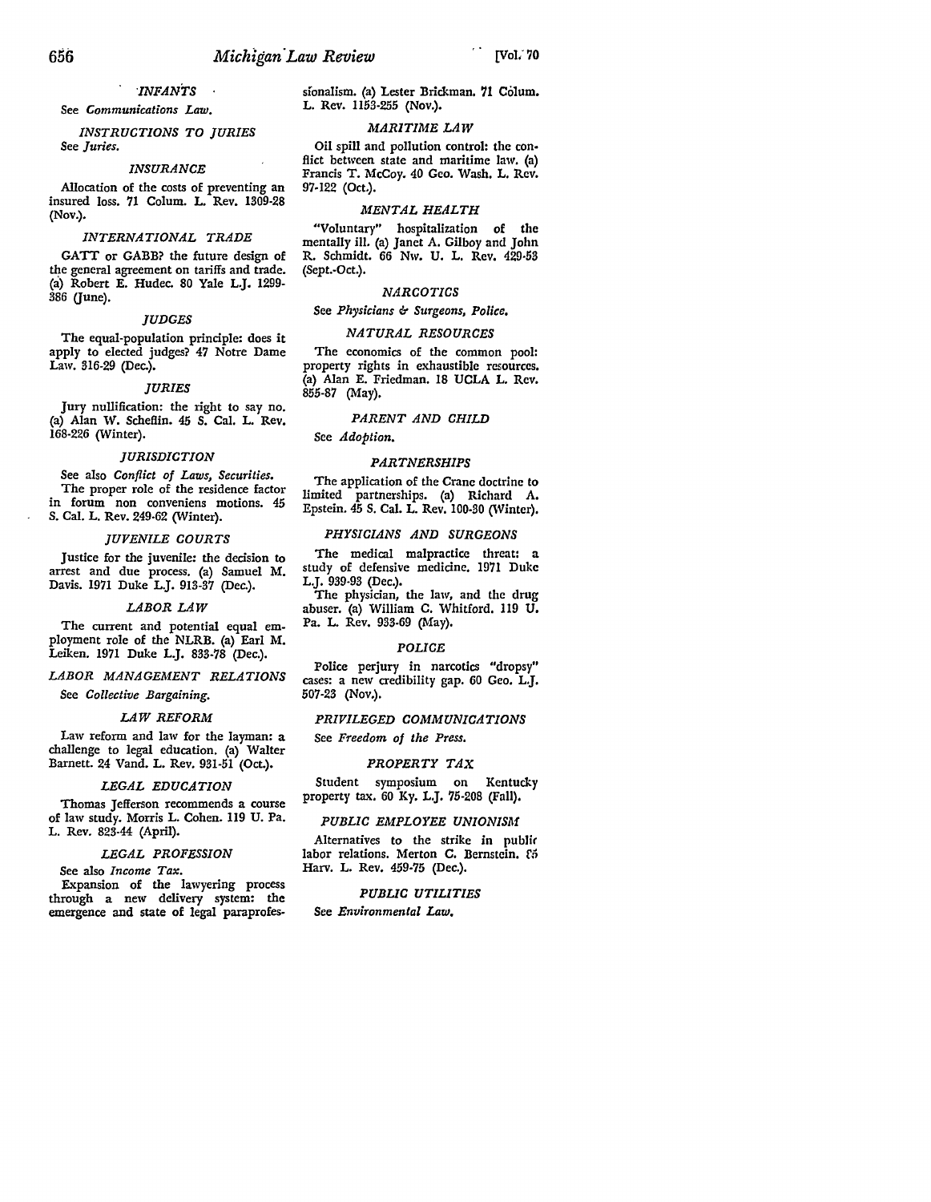### *INFANTS*

See *Communications Law.*

### *INSTRUCTIONS TO JURIES*

See *Juries.*

### *INSURANCE*

Allocation of the costs of preventing an insured loss. 71 Colum. L. Rev. 1309-28 (Nov.).

### *INTERNATIONAL TRADE*

GATT or GABB? the future design of the general agreement on tariffs and trade. (a) Robert E. Hudec. 80 Yale L.J. 1299-386 (June).

### *JUDGES*

The equal-population principle: does it apply to elected judges? 47 Notre Dame Law. 316-29 (Dec.).

### *JURIES*

Jury nullification: the right to say no. (a) Alan W. Scheflin. 45 S. Cal. L. Rev. 168-226 (Winter).

### *JURISDICTION*

See also *Conflict of Laws, Securities.*

The proper role of the residence factor in forum non conveniens motions. 45 S. Cal. L. Rev. 249-62 (Winter).

### *JUVENILE COURTS*

Justice for the juvenile: the decision to arrest and due process. (a) Samuel M. Davis. 1971 Duke L.J. 913-37 (Dec.).

### *LABOR LAW*

The current and potential equal employment role of the NLRB. (a) Earl M. Leiken. 1971 Duke L.J. 833-78 (Dec.).

### *LABOR MANAGEMENT RELATIONS*

See *Collective Bargaining.*

### *LAW REFORM*

Law reform and law for the layman: a challenge to legal education. (a) Walter Barnett. 24 Vand. L. Rev. 931-51 (Oct.).

### *LEGAL EDUCATION*

Thomas Jefferson recommends a course of law study. Morris L. Cohen. 119 U. Pa. L. Rev. 823-44 (April).

### *LEGAL PROFESSION*

See also *Income Tax.*

Expansion of the lawyering process through a new delivery system: the emergence and state of legal paraprofessionalism. (a) Lester Brickman. 71 Colum. L. Rev. 1153-255 (Nov.).

### *MARITIME LAW*

Oil spill and pollution control: the conflict between state and maritime law. (a) Francis T. McCoy. 40 Geo. Wash. L. Rev. 97-122 (Oct.).

### *MENTAL HEALTH*

"Voluntary" hospitalization of the mentally ill. (a) Janet A. Gilboy and John R. Schmidt. 66 Nw. U. L. Rev. 429-53 (Sept.-Oct.).

### *NARCOTICS*

See *Physicians & Surgeons, Police.*

### *NATURAL RESOURCES*

The economics of the common pool: property rights in exhaustible resources. (a) Alan E. Friedman. 18 UCLA L. Rev. 855-87 (May).

### *PARENT AND CHILD*

See *Adoption.*

### *PARTNERSHIPS*

The application of the Crane doctrine to limited partnerships. (a) Richard A. Epstein. 45 S. Cal. L. Rev. 100-30 (Winter).

### *PHYSICIANS AND SURGEONS*

The medical malpractice threat: a study of defensive medicine. 1971 Duke L.J. 939-93 (Dec.).

The physician, the law, and the drug abuser. (a) William C. Whitford. 119 U. Pa. L. Rev. 933-69 (May).

### *POLICE*

Police perjury in narcotics "dropsy" cases: a new credibility gap. 60 Geo. L.J. 507-23 (Nov.).

### *PRIVILEGED COMMUNICATIONS*

See *Freedom of the Press.*

### *PROPERTY TAX*

Student symposium on Kentucky property tax. 60 Ky. L.J. 75-208 (Fall).

### *PUBLIC EMPLOYEE UNIONISM*

Alternatives to the strike in public labor relations. Merton C. Bernstein. 85 Harv. L. Rev. 459-75 (Dec.).

### *PUBLIC UTILITIES*

See *Environmental Law.*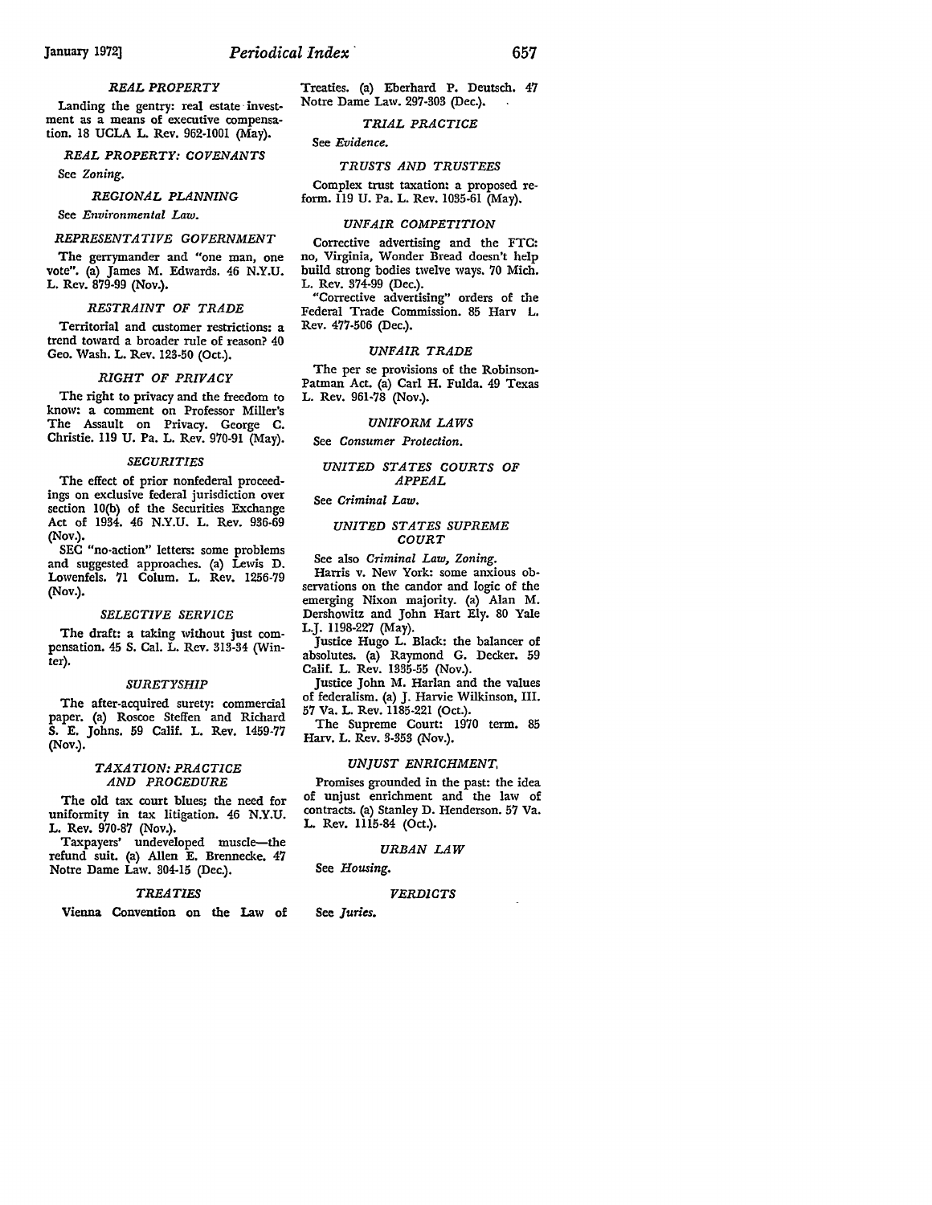### *REAL PROPERTY*

Landing the gentry: real estate investment as a means of executive compensation. 18 UCLA L. Rev. 962-1001 (May).

### *REAL PROPERTY: COVENANTS*

See *Zoning*.

### *REGIONAL PLANNING*

See *Environmental Law*.

### *REPRESENTATIVE GOVERNMENT*

The gerrymander and "one man, one vote". (a) James M. Edwards. 46 N.Y.U. L. Rev. 879-99 (Nov.).

### *RESTRAINT OF TRADE*

Territorial and customer restrictions: a trend toward a broader rule of reason? 40 Geo. Wash. L. Rev. 123-50 (Oct.).

### *RIGHT OF PRIVACY*

The right to privacy and the freedom to know: a comment on Professor Miller's The Assault on Privacy. George C. Christie. 119 U. Pa. L. Rev. 970-91 (May).

### *SECURITIES*

The effect of prior nonfederal proceedings on exclusive federal jurisdiction over section 10(b) of the Securities Exchange Act of 1934. 46 N.Y.U. L. Rev. 936-69 (Nov.).

SEC "no-action" letters: some problems and suggested approaches. (a) Lewis D. Lowenfels. 71 Colum. L. Rev. 1256-79 (Nov.).

### *SELECTIVE SERVICE*

The draft: a taking without just compensation. 45 S. Cal. L. Rev. 313-34 (Winter).

### *SURETYSHIP*

The after-acquired surety: commercial paper. (a) Roscoe Steffen and Richard S. E. Johns. 59 Calif. L. Rev. 1459-77 (Nov.).

### *TAXATION: PRACTICE AND PROCEDURE*

The old tax court blues; the need for uniformity in tax litigation. 46 N.Y.U. L. Rev. 970-87 (Nov.).

Taxpayers' undeveloped muscle—the refund suit. (a) Allen E. Brennecke. 47 Notre Dame Law. 304-15 (Dec.).

### *TREATIES*

Vienna Convention on the Law of Treaties. (a) Eberhard P. Deutsch. 47 Notre Dame Law. 297-303 (Dec.).

### *TRIAL PRACTICE*

See *Evidence*.

### *TRUSTS AND TRUSTEES*

Complex trust taxation: a proposed reform. 119 U. Pa. L. Rev. 1035-61 (May).

### *UNFAIR COMPETITION*

Corrective advertising and the FTC: no, Virginia, Wonder Bread doesn't help build strong bodies twelve ways. 70 Mich. L. Rev. 374-99 (Dec.).

"Corrective advertising" orders of the Federal Trade Commission. 85 Harv L. Rev. 477-506 (Dec.).

### *UNFAIR TRADE*

The per se provisions of the Robinson-Patman Act. (a) Carl H. Fulda. 49 Texas L. Rev. 961-78 (Nov.).

### *UNIFORM LAWS*

See *Consumer Protection*.

### *UNITED STATES COURTS OF APPEAL*

See *Criminal Law*.

### *UNITED STATES SUPREME COURT*

See also *Criminal Law, Zoning*.

Harris v. New York: some anxious observations on the candor and logic of the emerging Nixon majority. (a) Alan M. Dershowitz and John Hart Ely. 80 Yale L.J. 1198-227 (May).

Justice Hugo L. Black: the balancer of absolutes. (a) Raymond G. Decker. 59 Calif. L. Rev. 1335-55 (Nov.).

Justice John M. Harlan and the values of federalism. (a) J. Harvie Wilkinson, III. 57 Va. L. Rev. 1185-221 (Oct.).

The Supreme Court: 1970 term. 85 Harv. L. Rev. 3-353 (Nov.).

### *UNJUST ENRICHMENT*

Promises grounded in the past: the idea of unjust enrichment and the law of contracts. (a) Stanley D. Henderson. 57 Va. L. Rev. 1115-84 (Oct.).

### *URBAN LAW*

See *Housing*.

### *VERDICTS*

See *Juries*.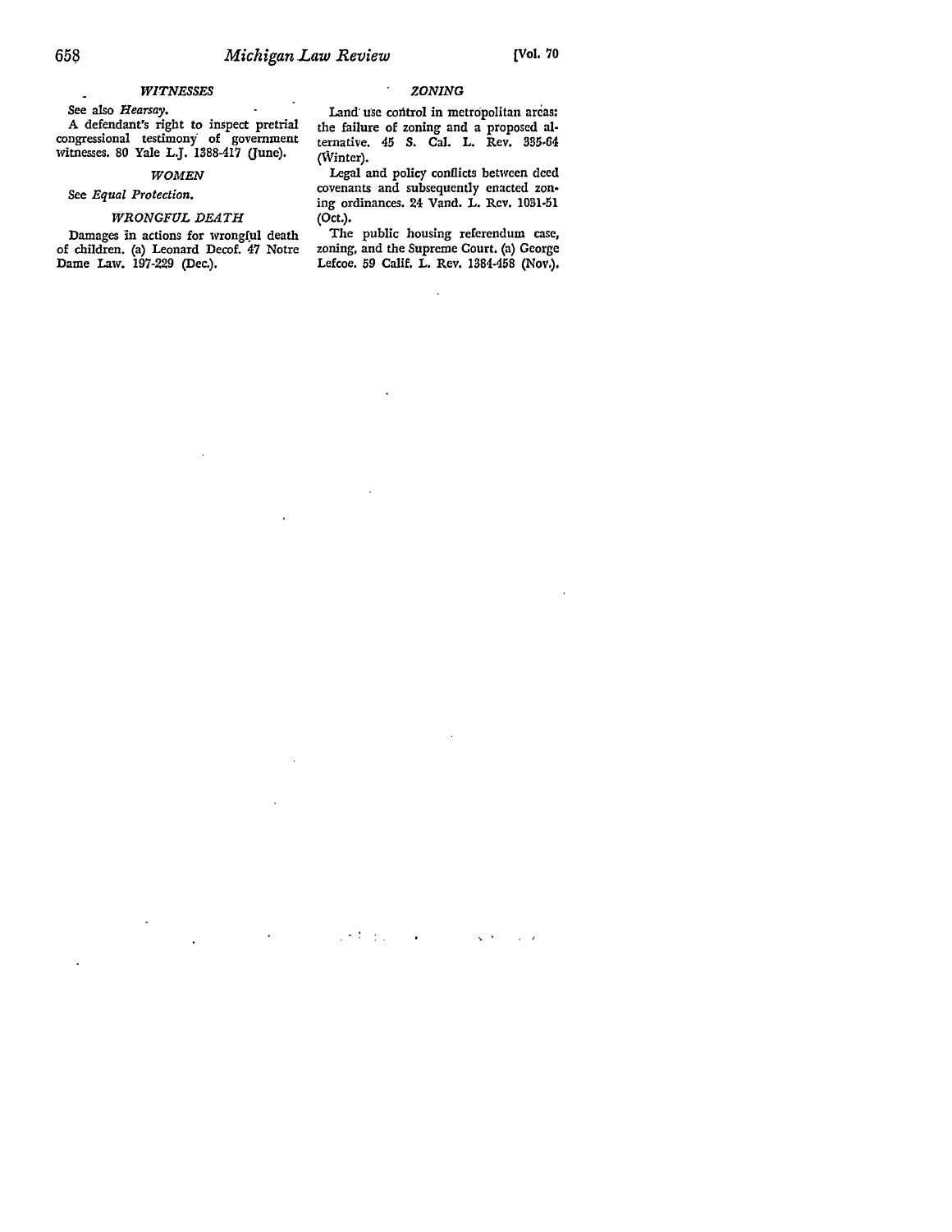### *WITNESSES*

See also *Hearsay.*

A defendant's right to inspect pretrial congressional testimony of government witnesses. 80 Yale L.J. 1388-417 (June).

### *WOMEN*

See *Equal Protection.*

### *WRONGFUL DEATH*

Damages in actions for wrongful death of children. (a) Leonard Decof. 47 Notre Dame Law. 197-229 (Dec.).

### *ZONING*

Land use control in metropolitan areas: the failure of zoning and a proposed alternative. 45 S. Cal. L. Rev. 335-64 (Winter).

Legal and policy conflicts between deed covenants and subsequently enacted zoning ordinances. 24 Vand. L. Rev. 1031-51 (Oct.).

The public housing referendum case, zoning, and the Supreme Court. (a) George Lefcoe. 59 Calif. L. Rev. 1384-458 (Nov.).